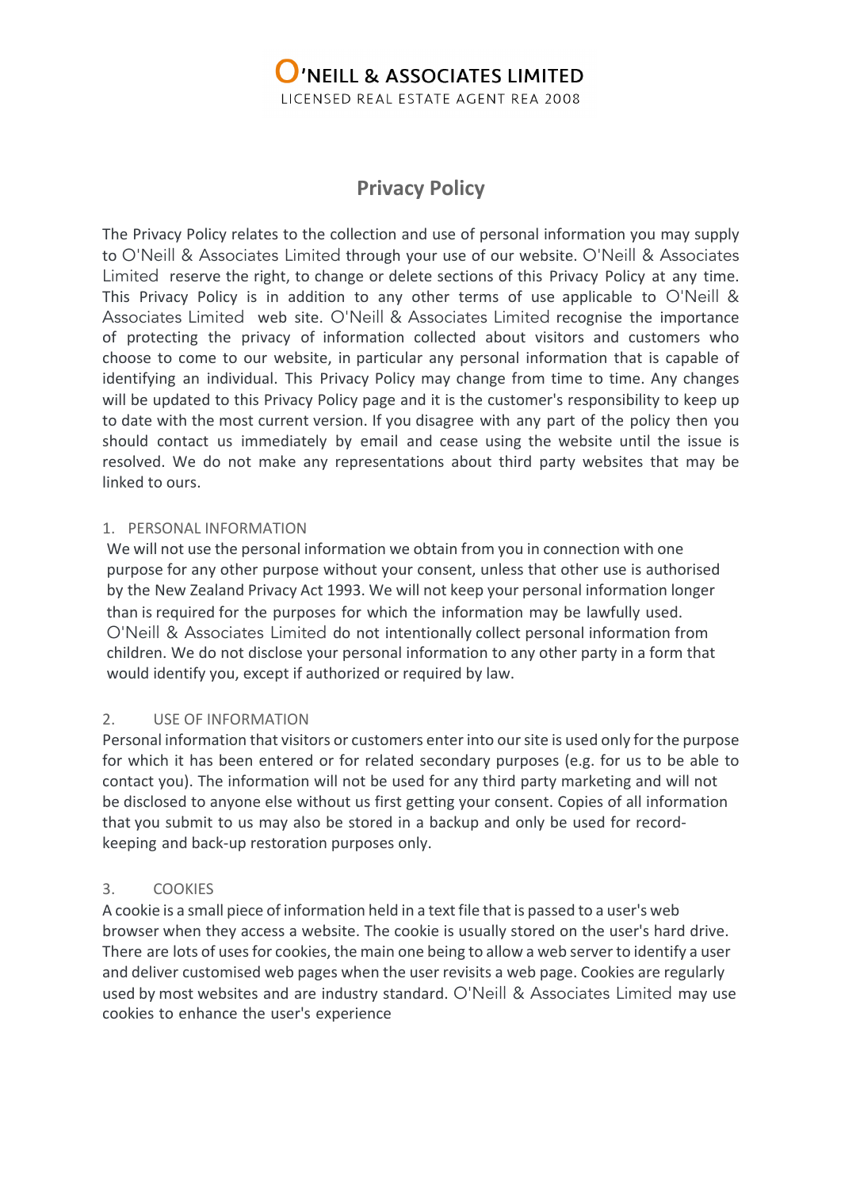**O'NEILL & ASSOCIATES LIMITED**

LICENSED REAL ESTATE AGENT REA 2008

# Privacy Policy

The Privacy Policy relates to the collection and use of personal information you may supply to O'Neill & Associates Limited through your use of our website. O'Neill & Associates Limited reserve the right, to change or delete sections of this Privacy Policy at any time. This Privacy Policy is in addition to any other terms of use applicable to O'Neill & Associates Limited web site. O'Neill & Associates Limited recognise the importance of protecting the privacy of information collected about visitors and customers who choose to come to our website, in particular any personal information that is capable of identifying an individual. This Privacy Policy may change from time to time. Any changes will be updated to this Privacy Policy page and it is the customer's responsibility to keep up to date with the most current version. If you disagree with any part of the policy then you should contact us immediately by email and cease using the website until the issue is resolved. We do not make any representations about third party websites that may be linked to ours.

## 1. PERSONAL INFORMATION

We will not use the personal information we obtain from you in connection with one purpose for any other purpose without your consent, unless that other use is authorised by the New Zealand Privacy Act 1993. We will not keep your personal information longer than is required for the purposes for which the information may be lawfully used. O'Neill & Associates Limited do not intentionally collect personal information from children. We do not disclose your personal information to any other party in a form that would identify you, except if authorized or required by law.

## 2. USE OF INFORMATION

Personal information that visitors or customers enter into our site is used only for the purpose for which it has been entered or for related secondary purposes (e.g. for us to be able to contact you). The information will not be used for any third party marketing and will not be disclosed to anyone else without us first getting your consent. Copies of all information that you submit to us may also be stored in a backup and only be used for record-keeping and back-up restoration purposes only.

## 3. COOKIES

A cookie is a small piece of information held in a text file that is passed to a user's web browser when they access a website. The cookie is usually stored on the user's hard drive. There are lots of uses for cookies, the main one being to allow a web server to identify a user and deliver customised web pages when the user revisits a web page. Cookies are regularly used by most websites and are industry standard. O'Neill & Associates Limited may use cookies to enhance the user's experience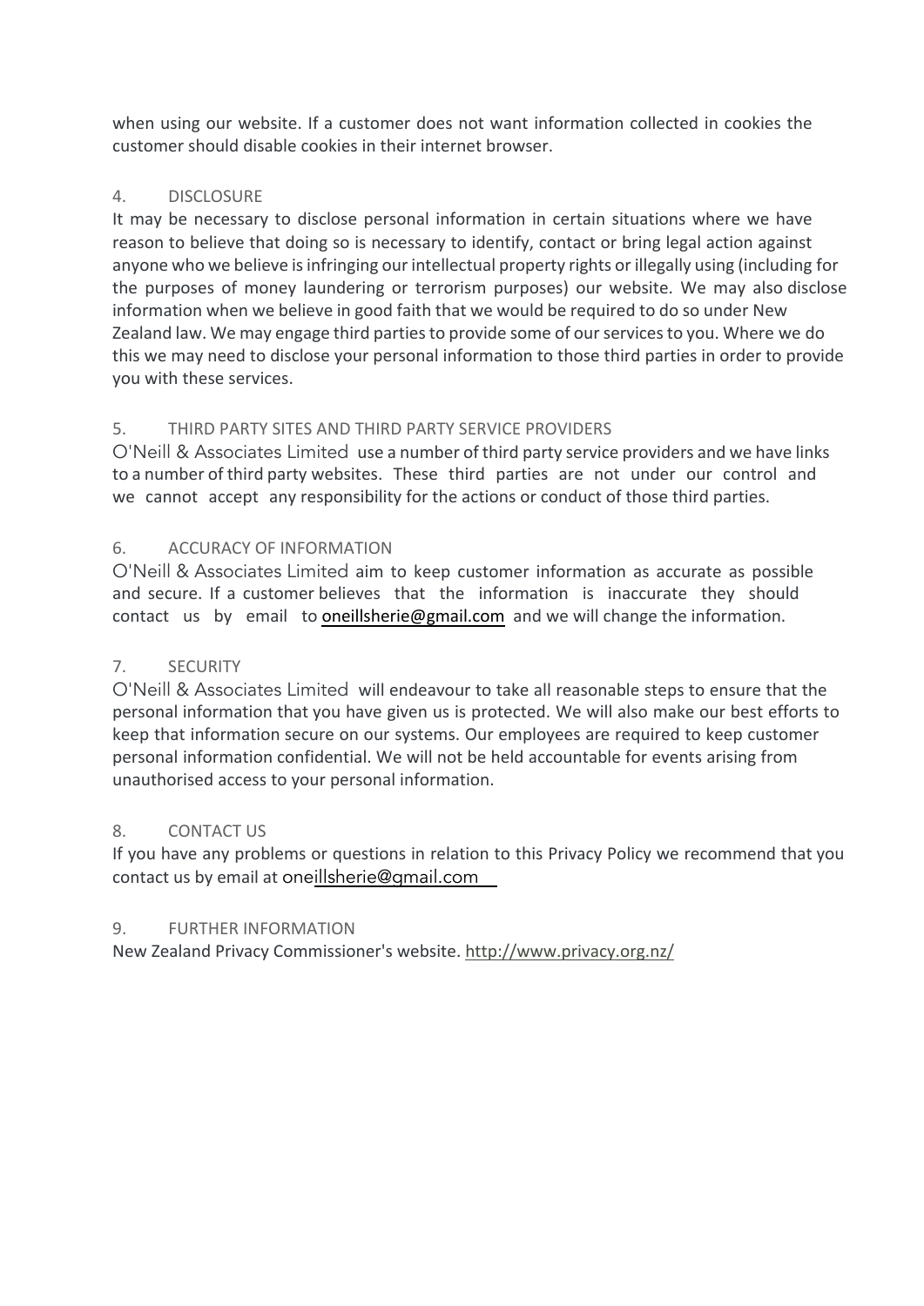when using our website. If a customer does not want information collected in cookies the customer should disable cookies in their internet browser.

## 4. DISCLOSURE

It may be necessary to disclose personal information in certain situations where we have reason to believe that doing so is necessary to identify, contact or bring legal action against anyone who we believe is infringing our intellectual property rights or illegally using (including for the purposes of money laundering or terrorism purposes) our website. We may also disclose information when we believe in good faith that we would be required to do so under New Zealand law. We may engage third parties to provide some of our services to you. Where we do this we may need to disclose your personal information to those third parties in order to provide you with these services.

## 5. THIRD PARTY SITES AND THIRD PARTY SERVICE PROVIDERS

O'Neill & Associates Limited use a number of third party service providers and we have links to a number of third party websites. These third parties are not under our control and we cannot accept any responsibility for the actions or conduct of those third parties.

## 6. ACCURACY OF INFORMATION

O'Neill & Associates Limited aim to keep customer information as accurate as possible and secure. If a customer believes that the information is inaccurate they should contact us by email to oneillsherie@gmail.com and we will change the information.

## 7. SECURITY

O'Neill & Associates Limited will endeavour to take all reasonable steps to ensure that the personal information that you have given us is protected. We will also make our best efforts to keep that information secure on our systems. Our employees are required to keep customer personal information confidential. We will not be held accountable for events arising from unauthorised access to your personal information.

## 8. CONTACT US

If you have any problems or questions in relation to this Privacy Policy we recommend that you contact us by email at oneillsherie@gmail.com

## 9. FURTHER INFORMATION

New Zealand Privacy Commissioner's website. http://www.privacy.org.nz/